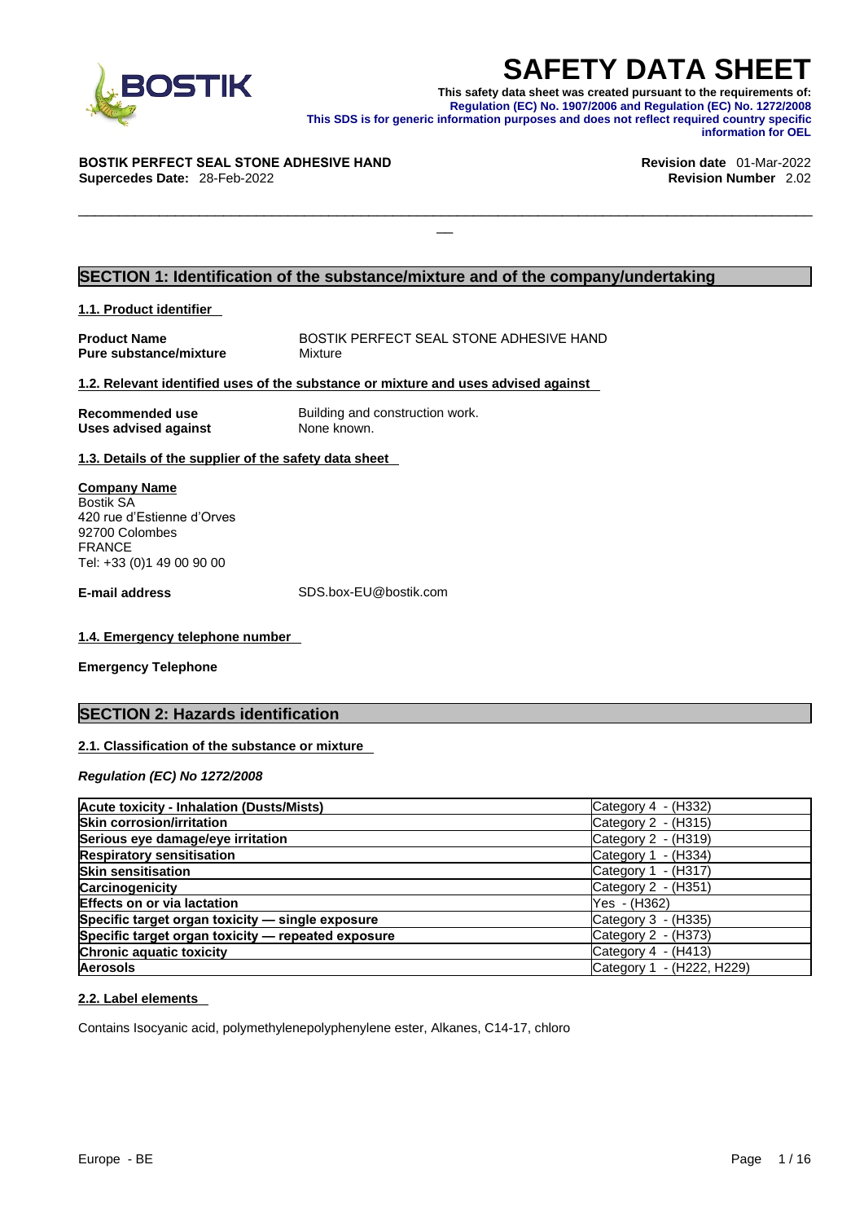# SAFETY DATA SHEET

**This safety data sheet was created pursuant to the requirements of: Regulation (EC) No. 1907/2006 and Regulation (EC) No. 1272/2008**
**This SDS is for generic information purposes and does not reflect required country specific information for OEL**

**BOSTIK PERFECT SEAL STONE ADHESIVE HAND**
**Supercedes Date:** 28-Feb-2022

**Revision date** 01-Mar-2022
**Revision Number** 2.02

## SECTION 1: Identification of the substance/mixture and of the company/undertaking

### 1.1. Product identifier

**Product Name** BOSTIK PERFECT SEAL STONE ADHESIVE HAND
**Pure substance/mixture** Mixture

### 1.2. Relevant identified uses of the substance or mixture and uses advised against

**Recommended use** Building and construction work.
**Uses advised against** None known.

### 1.3. Details of the supplier of the safety data sheet

**Company Name**
Bostik SA
420 rue d'Estienne d'Orves
92700 Colombes
FRANCE
Tel: +33 (0)1 49 00 90 00

**E-mail address** SDS.box-EU@bostik.com

### 1.4. Emergency telephone number

**Emergency Telephone**

## SECTION 2: Hazards identification

### 2.1. Classification of the substance or mixture

*Regulation (EC) No 1272/2008*

| Hazard class | Category |
|---|---|
| **Acute toxicity - Inhalation (Dusts/Mists)** | Category 4 - (H332) |
| **Skin corrosion/irritation** | Category 2 - (H315) |
| **Serious eye damage/eye irritation** | Category 2 - (H319) |
| **Respiratory sensitisation** | Category 1 - (H334) |
| **Skin sensitisation** | Category 1 - (H317) |
| **Carcinogenicity** | Category 2 - (H351) |
| **Effects on or via lactation** | Yes - (H362) |
| **Specific target organ toxicity — single exposure** | Category 3 - (H335) |
| **Specific target organ toxicity — repeated exposure** | Category 2 - (H373) |
| **Chronic aquatic toxicity** | Category 4 - (H413) |
| **Aerosols** | Category 1 - (H222, H229) |

### 2.2. Label elements

Contains Isocyanic acid, polymethylenepolyphenylene ester, Alkanes, C14-17, chloro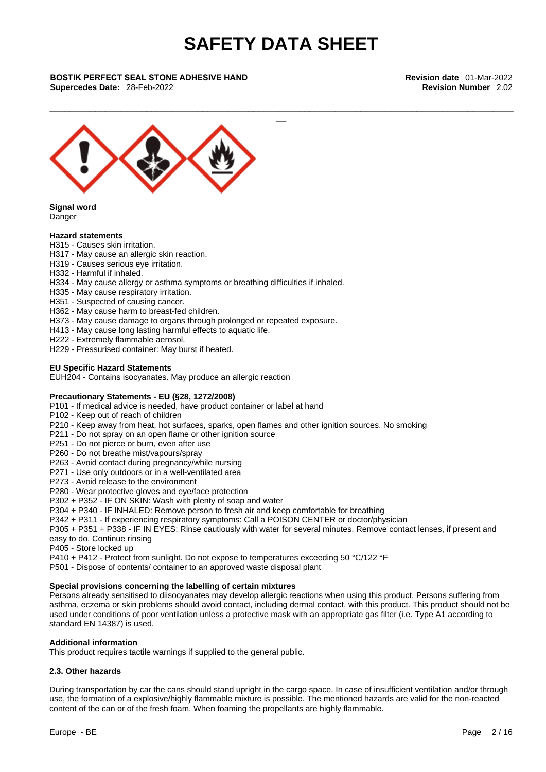# SAFETY DATA SHEET

**BOSTIK PERFECT SEAL STONE ADHESIVE HAND**
**Supercedes Date:** 28-Feb-2022

**Revision date** 01-Mar-2022
**Revision Number** 2.02

**Signal word**
Danger

**Hazard statements**
H315 - Causes skin irritation.
H317 - May cause an allergic skin reaction.
H319 - Causes serious eye irritation.
H332 - Harmful if inhaled.
H334 - May cause allergy or asthma symptoms or breathing difficulties if inhaled.
H335 - May cause respiratory irritation.
H351 - Suspected of causing cancer.
H362 - May cause harm to breast-fed children.
H373 - May cause damage to organs through prolonged or repeated exposure.
H413 - May cause long lasting harmful effects to aquatic life.
H222 - Extremely flammable aerosol.
H229 - Pressurised container: May burst if heated.

**EU Specific Hazard Statements**
EUH204 - Contains isocyanates. May produce an allergic reaction

**Precautionary Statements - EU (§28, 1272/2008)**
P101 - If medical advice is needed, have product container or label at hand
P102 - Keep out of reach of children
P210 - Keep away from heat, hot surfaces, sparks, open flames and other ignition sources. No smoking
P211 - Do not spray on an open flame or other ignition source
P251 - Do not pierce or burn, even after use
P260 - Do not breathe mist/vapours/spray
P263 - Avoid contact during pregnancy/while nursing
P271 - Use only outdoors or in a well-ventilated area
P273 - Avoid release to the environment
P280 - Wear protective gloves and eye/face protection
P302 + P352 - IF ON SKIN: Wash with plenty of soap and water
P304 + P340 - IF INHALED: Remove person to fresh air and keep comfortable for breathing
P342 + P311 - If experiencing respiratory symptoms: Call a POISON CENTER or doctor/physician
P305 + P351 + P338 - IF IN EYES: Rinse cautiously with water for several minutes. Remove contact lenses, if present and easy to do. Continue rinsing
P405 - Store locked up
P410 + P412 - Protect from sunlight. Do not expose to temperatures exceeding 50 °C/122 °F
P501 - Dispose of contents/ container to an approved waste disposal plant

**Special provisions concerning the labelling of certain mixtures**
Persons already sensitised to diisocyanates may develop allergic reactions when using this product. Persons suffering from asthma, eczema or skin problems should avoid contact, including dermal contact, with this product. This product should not be used under conditions of poor ventilation unless a protective mask with an appropriate gas filter (i.e. Type A1 according to standard EN 14387) is used.

**Additional information**
This product requires tactile warnings if supplied to the general public.

## 2.3. Other hazards

During transportation by car the cans should stand upright in the cargo space. In case of insufficient ventilation and/or through use, the formation of a explosive/highly flammable mixture is possible. The mentioned hazards are valid for the non-reacted content of the can or of the fresh foam. When foaming the propellants are highly flammable.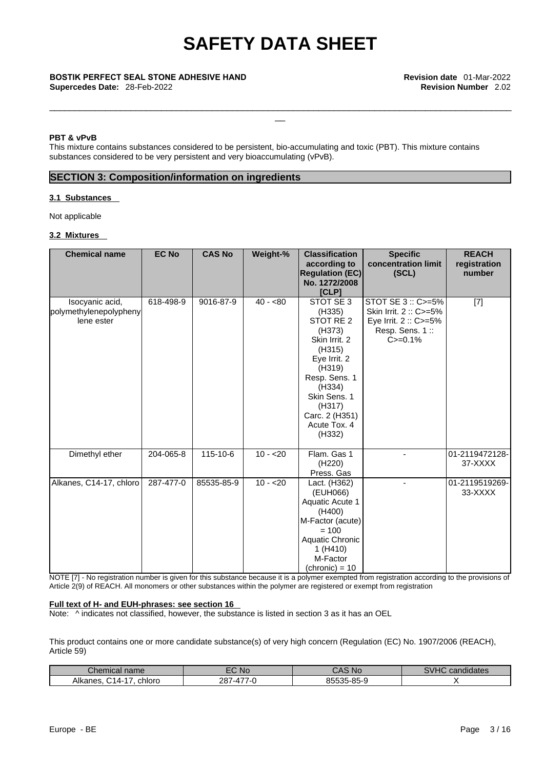**PBT & vPvB**

This mixture contains substances considered to be persistent, bio-accumulating and toxic (PBT). This mixture contains substances considered to be very persistent and very bioaccumulating (vPvB).

## SECTION 3: Composition/information on ingredients

### 3.1 Substances

Not applicable

### 3.2 Mixtures

| Chemical name | EC No | CAS No | Weight-% | Classification according to Regulation (EC) No. 1272/2008 [CLP] | Specific concentration limit (SCL) | REACH registration number |
|---|---|---|---|---|---|---|
| Isocyanic acid, polymethylenepolyphenylene ester | 618-498-9 | 9016-87-9 | 40 - <80 | STOT SE 3 (H335) STOT RE 2 (H373) Skin Irrit. 2 (H315) Eye Irrit. 2 (H319) Resp. Sens. 1 (H334) Skin Sens. 1 (H317) Carc. 2 (H351) Acute Tox. 4 (H332) | STOT SE 3 :: C>=5% Skin Irrit. 2 :: C>=5% Eye Irrit. 2 :: C>=5% Resp. Sens. 1 :: C>=0.1% | [7] |
| Dimethyl ether | 204-065-8 | 115-10-6 | 10 - <20 | Flam. Gas 1 (H220) Press. Gas | - | 01-2119472128-37-XXXX |
| Alkanes, C14-17, chloro | 287-477-0 | 85535-85-9 | 10 - <20 | Lact. (H362) (EUH066) Aquatic Acute 1 (H400) M-Factor (acute) = 100 Aquatic Chronic 1 (H410) M-Factor (chronic) = 10 | - | 01-2119519269-33-XXXX |

NOTE [7] - No registration number is given for this substance because it is a polymer exempted from registration according to the provisions of Article 2(9) of REACH. All monomers or other substances within the polymer are registered or exempt from registration

**Full text of H- and EUH-phrases: see section 16**

Note: ^ indicates not classified, however, the substance is listed in section 3 as it has an OEL

This product contains one or more candidate substance(s) of very high concern (Regulation (EC) No. 1907/2006 (REACH), Article 59)

| Chemical name | EC No | CAS No | SVHC candidates |
|---|---|---|---|
| Alkanes, C14-17, chloro | 287-477-0 | 85535-85-9 | X |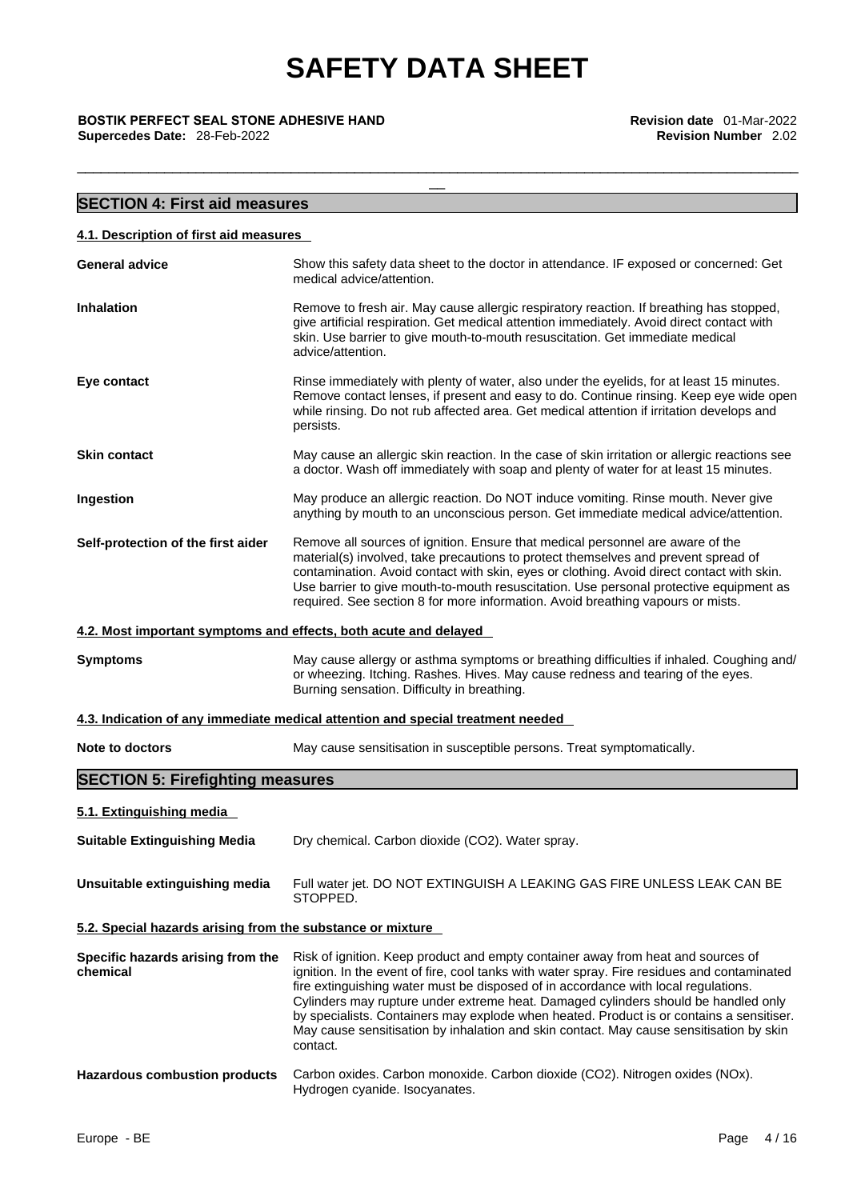## SECTION 4: First aid measures

### 4.1. Description of first aid measures

**General advice**
Show this safety data sheet to the doctor in attendance. IF exposed or concerned: Get medical advice/attention.

**Inhalation**
Remove to fresh air. May cause allergic respiratory reaction. If breathing has stopped, give artificial respiration. Get medical attention immediately. Avoid direct contact with skin. Use barrier to give mouth-to-mouth resuscitation. Get immediate medical advice/attention.

**Eye contact**
Rinse immediately with plenty of water, also under the eyelids, for at least 15 minutes. Remove contact lenses, if present and easy to do. Continue rinsing. Keep eye wide open while rinsing. Do not rub affected area. Get medical attention if irritation develops and persists.

**Skin contact**
May cause an allergic skin reaction. In the case of skin irritation or allergic reactions see a doctor. Wash off immediately with soap and plenty of water for at least 15 minutes.

**Ingestion**
May produce an allergic reaction. Do NOT induce vomiting. Rinse mouth. Never give anything by mouth to an unconscious person. Get immediate medical advice/attention.

**Self-protection of the first aider**
Remove all sources of ignition. Ensure that medical personnel are aware of the material(s) involved, take precautions to protect themselves and prevent spread of contamination. Avoid contact with skin, eyes or clothing. Avoid direct contact with skin. Use barrier to give mouth-to-mouth resuscitation. Use personal protective equipment as required. See section 8 for more information. Avoid breathing vapours or mists.

### 4.2. Most important symptoms and effects, both acute and delayed

**Symptoms**
May cause allergy or asthma symptoms or breathing difficulties if inhaled. Coughing and/ or wheezing. Itching. Rashes. Hives. May cause redness and tearing of the eyes. Burning sensation. Difficulty in breathing.

### 4.3. Indication of any immediate medical attention and special treatment needed

**Note to doctors**
May cause sensitisation in susceptible persons. Treat symptomatically.

## SECTION 5: Firefighting measures

### 5.1. Extinguishing media

**Suitable Extinguishing Media**
Dry chemical. Carbon dioxide ($CO_2$). Water spray.

**Unsuitable extinguishing media**
Full water jet. DO NOT EXTINGUISH A LEAKING GAS FIRE UNLESS LEAK CAN BE STOPPED.

### 5.2. Special hazards arising from the substance or mixture

**Specific hazards arising from the chemical**
Risk of ignition. Keep product and empty container away from heat and sources of ignition. In the event of fire, cool tanks with water spray. Fire residues and contaminated fire extinguishing water must be disposed of in accordance with local regulations. Cylinders may rupture under extreme heat. Damaged cylinders should be handled only by specialists. Containers may explode when heated. Product is or contains a sensitiser. May cause sensitisation by inhalation and skin contact. May cause sensitisation by skin contact.

**Hazardous combustion products**
Carbon oxides. Carbon monoxide. Carbon dioxide ($CO_2$). Nitrogen oxides ($NO_x$). Hydrogen cyanide. Isocyanates.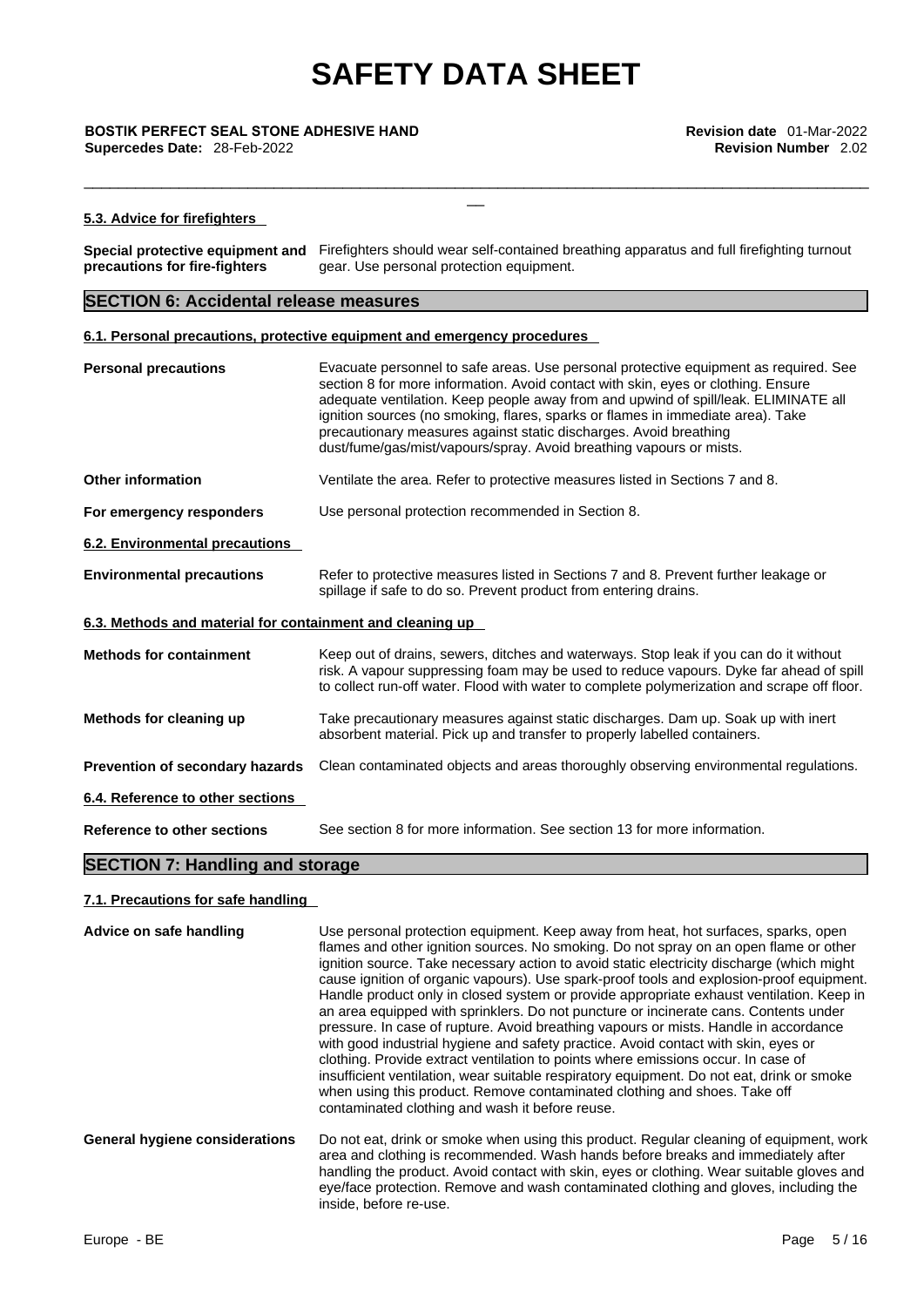### 5.3. Advice for firefighters

**Special protective equipment and precautions for fire-fighters** Firefighters should wear self-contained breathing apparatus and full firefighting turnout gear. Use personal protection equipment.

## SECTION 6: Accidental release measures

### 6.1. Personal precautions, protective equipment and emergency procedures

**Personal precautions** Evacuate personnel to safe areas. Use personal protective equipment as required. See section 8 for more information. Avoid contact with skin, eyes or clothing. Ensure adequate ventilation. Keep people away from and upwind of spill/leak. ELIMINATE all ignition sources (no smoking, flares, sparks or flames in immediate area). Take precautionary measures against static discharges. Avoid breathing dust/fume/gas/mist/vapours/spray. Avoid breathing vapours or mists.

**Other information** Ventilate the area. Refer to protective measures listed in Sections 7 and 8.

**For emergency responders** Use personal protection recommended in Section 8.

### 6.2. Environmental precautions

**Environmental precautions** Refer to protective measures listed in Sections 7 and 8. Prevent further leakage or spillage if safe to do so. Prevent product from entering drains.

### 6.3. Methods and material for containment and cleaning up

**Methods for containment** Keep out of drains, sewers, ditches and waterways. Stop leak if you can do it without risk. A vapour suppressing foam may be used to reduce vapours. Dyke far ahead of spill to collect run-off water. Flood with water to complete polymerization and scrape off floor.

**Methods for cleaning up** Take precautionary measures against static discharges. Dam up. Soak up with inert absorbent material. Pick up and transfer to properly labelled containers.

**Prevention of secondary hazards** Clean contaminated objects and areas thoroughly observing environmental regulations.

### 6.4. Reference to other sections

**Reference to other sections** See section 8 for more information. See section 13 for more information.

## SECTION 7: Handling and storage

### 7.1. Precautions for safe handling

**Advice on safe handling** Use personal protection equipment. Keep away from heat, hot surfaces, sparks, open flames and other ignition sources. No smoking. Do not spray on an open flame or other ignition source. Take necessary action to avoid static electricity discharge (which might cause ignition of organic vapours). Use spark-proof tools and explosion-proof equipment. Handle product only in closed system or provide appropriate exhaust ventilation. Keep in an area equipped with sprinklers. Do not puncture or incinerate cans. Contents under pressure. In case of rupture. Avoid breathing vapours or mists. Handle in accordance with good industrial hygiene and safety practice. Avoid contact with skin, eyes or clothing. Provide extract ventilation to points where emissions occur. In case of insufficient ventilation, wear suitable respiratory equipment. Do not eat, drink or smoke when using this product. Remove contaminated clothing and shoes. Take off contaminated clothing and wash it before reuse.

**General hygiene considerations** Do not eat, drink or smoke when using this product. Regular cleaning of equipment, work area and clothing is recommended. Wash hands before breaks and immediately after handling the product. Avoid contact with skin, eyes or clothing. Wear suitable gloves and eye/face protection. Remove and wash contaminated clothing and gloves, including the inside, before re-use.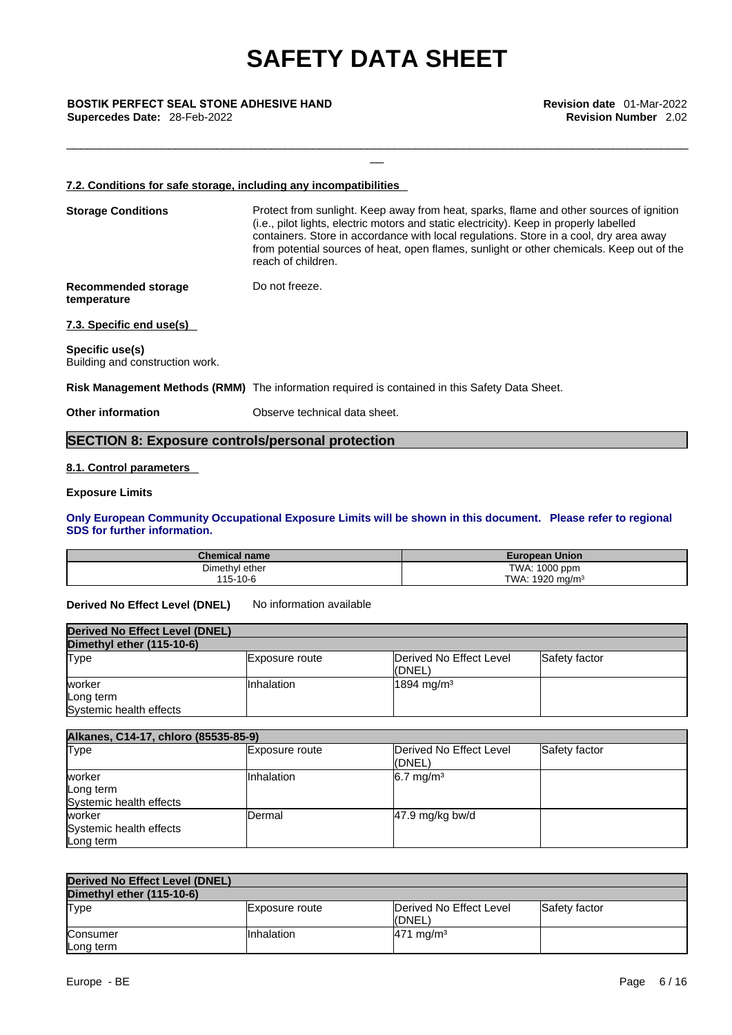#### 7.2. Conditions for safe storage, including any incompatibilities

**Storage Conditions** Protect from sunlight. Keep away from heat, sparks, flame and other sources of ignition (i.e., pilot lights, electric motors and static electricity). Keep in properly labelled containers. Store in accordance with local regulations. Store in a cool, dry area away from potential sources of heat, open flames, sunlight or other chemicals. Keep out of the reach of children.

**Recommended storage temperature** Do not freeze.

#### 7.3. Specific end use(s)

**Specific use(s)**
Building and construction work.

**Risk Management Methods (RMM)** The information required is contained in this Safety Data Sheet.

**Other information** Observe technical data sheet.

## SECTION 8: Exposure controls/personal protection

#### 8.1. Control parameters

**Exposure Limits**

**Only European Community Occupational Exposure Limits will be shown in this document. Please refer to regional SDS for further information.**

| Chemical name | European Union |
|---|---|
| Dimethyl ether<br>115-10-6 | TWA: 1000 ppm<br>TWA: 1920 mg/m³ |

**Derived No Effect Level (DNEL)** No information available

| Derived No Effect Level (DNEL) | | | |
|---|---|---|---|
| **Dimethyl ether (115-10-6)** | | | |
| Type | Exposure route | Derived No Effect Level (DNEL) | Safety factor |
| worker<br>Long term<br>Systemic health effects | Inhalation | 1894 mg/m³ | |

| Alkanes, C14-17, chloro (85535-85-9) | | | |
|---|---|---|---|
| Type | Exposure route | Derived No Effect Level (DNEL) | Safety factor |
| worker<br>Long term<br>Systemic health effects | Inhalation | 6.7 mg/m³ | |
| worker<br>Systemic health effects<br>Long term | Dermal | 47.9 mg/kg bw/d | |

| Derived No Effect Level (DNEL) | | | |
|---|---|---|---|
| **Dimethyl ether (115-10-6)** | | | |
| Type | Exposure route | Derived No Effect Level (DNEL) | Safety factor |
| Consumer<br>Long term | Inhalation | 471 mg/m³ | |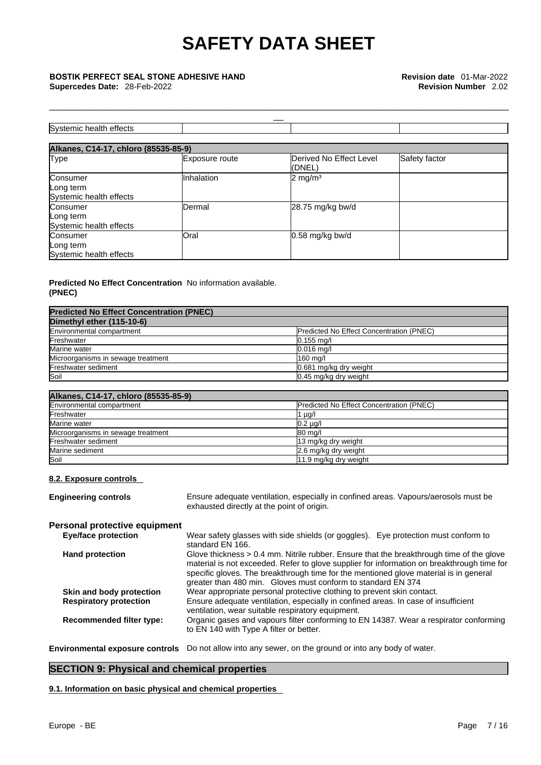| Systemic health effects | | | |
|---|---|---|---|

| Alkanes, C14-17, chloro (85535-85-9) | | | |
|---|---|---|---|
| Type | Exposure route | Derived No Effect Level (DNEL) | Safety factor |
| Consumer<br>Long term<br>Systemic health effects | Inhalation | 2 mg/m³ | |
| Consumer<br>Long term<br>Systemic health effects | Dermal | 28.75 mg/kg bw/d | |
| Consumer<br>Long term<br>Systemic health effects | Oral | 0.58 mg/kg bw/d | |

**Predicted No Effect Concentration (PNEC)** No information available.

| Predicted No Effect Concentration (PNEC) | |
|---|---|
| **Dimethyl ether (115-10-6)** | |
| Environmental compartment | Predicted No Effect Concentration (PNEC) |
| Freshwater | 0.155 mg/l |
| Marine water | 0.016 mg/l |
| Microorganisms in sewage treatment | 160 mg/l |
| Freshwater sediment | 0.681 mg/kg dry weight |
| Soil | 0.45 mg/kg dry weight |

| Alkanes, C14-17, chloro (85535-85-9) | |
|---|---|
| Environmental compartment | Predicted No Effect Concentration (PNEC) |
| Freshwater | 1 µg/l |
| Marine water | 0.2 µg/l |
| Microorganisms in sewage treatment | 80 mg/l |
| Freshwater sediment | 13 mg/kg dry weight |
| Marine sediment | 2.6 mg/kg dry weight |
| Soil | 11.9 mg/kg dry weight |

### 8.2. Exposure controls

**Engineering controls** Ensure adequate ventilation, especially in confined areas. Vapours/aerosols must be exhausted directly at the point of origin.

**Personal protective equipment**

**Eye/face protection** Wear safety glasses with side shields (or goggles). Eye protection must conform to standard EN 166.

**Hand protection** Glove thickness > 0.4 mm. Nitrile rubber. Ensure that the breakthrough time of the glove material is not exceeded. Refer to glove supplier for information on breakthrough time for specific gloves. The breakthrough time for the mentioned glove material is in general greater than 480 min. Gloves must conform to standard EN 374

**Skin and body protection** Wear appropriate personal protective clothing to prevent skin contact.

**Respiratory protection** Ensure adequate ventilation, especially in confined areas. In case of insufficient ventilation, wear suitable respiratory equipment.

**Recommended filter type:** Organic gases and vapours filter conforming to EN 14387. Wear a respirator conforming to EN 140 with Type A filter or better.

**Environmental exposure controls** Do not allow into any sewer, on the ground or into any body of water.

## SECTION 9: Physical and chemical properties

### 9.1. Information on basic physical and chemical properties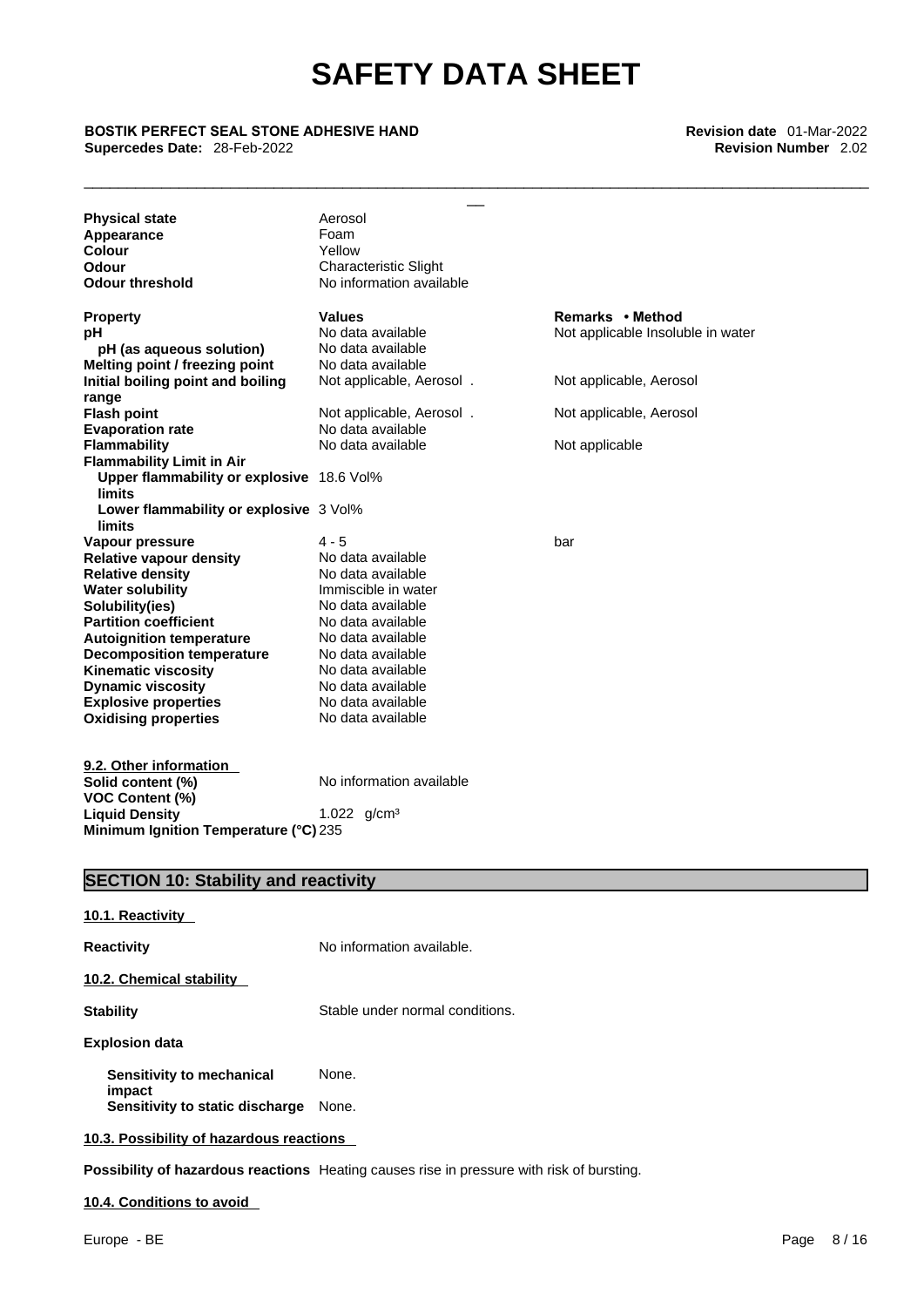| | | |
|---|---|---|
| **Physical state** | Aerosol | |
| **Appearance** | Foam | |
| **Colour** | Yellow | |
| **Odour** | Characteristic Slight | |
| **Odour threshold** | No information available | |

| **Property** | **Values** | **Remarks • Method** |
|---|---|---|
| **pH** | No data available | Not applicable Insoluble in water |
| **pH (as aqueous solution)** | No data available | |
| **Melting point / freezing point** | No data available | |
| **Initial boiling point and boiling range** | Not applicable, Aerosol . | Not applicable, Aerosol |
| **Flash point** | Not applicable, Aerosol . | Not applicable, Aerosol |
| **Evaporation rate** | No data available | |
| **Flammability** | No data available | Not applicable |
| **Flammability Limit in Air** | | |
| **Upper flammability or explosive limits** | 18.6 Vol% | |
| **Lower flammability or explosive limits** | 3 Vol% | |
| **Vapour pressure** | 4 - 5 | bar |
| **Relative vapour density** | No data available | |
| **Relative density** | No data available | |
| **Water solubility** | Immiscible in water | |
| **Solubility(ies)** | No data available | |
| **Partition coefficient** | No data available | |
| **Autoignition temperature** | No data available | |
| **Decomposition temperature** | No data available | |
| **Kinematic viscosity** | No data available | |
| **Dynamic viscosity** | No data available | |
| **Explosive properties** | No data available | |
| **Oxidising properties** | No data available | |

**9.2. Other information**

| | |
|---|---|
| **Solid content (%)** | No information available |
| **VOC Content (%)** | |
| **Liquid Density** | 1.022 g/cm³ |
| **Minimum Ignition Temperature (°C)** | 235 |

## SECTION 10: Stability and reactivity

**10.1. Reactivity**

**Reactivity** No information available.

**10.2. Chemical stability**

**Stability** Stable under normal conditions.

**Explosion data**

**Sensitivity to mechanical impact** None.
**Sensitivity to static discharge** None.

**10.3. Possibility of hazardous reactions**

**Possibility of hazardous reactions** Heating causes rise in pressure with risk of bursting.

**10.4. Conditions to avoid**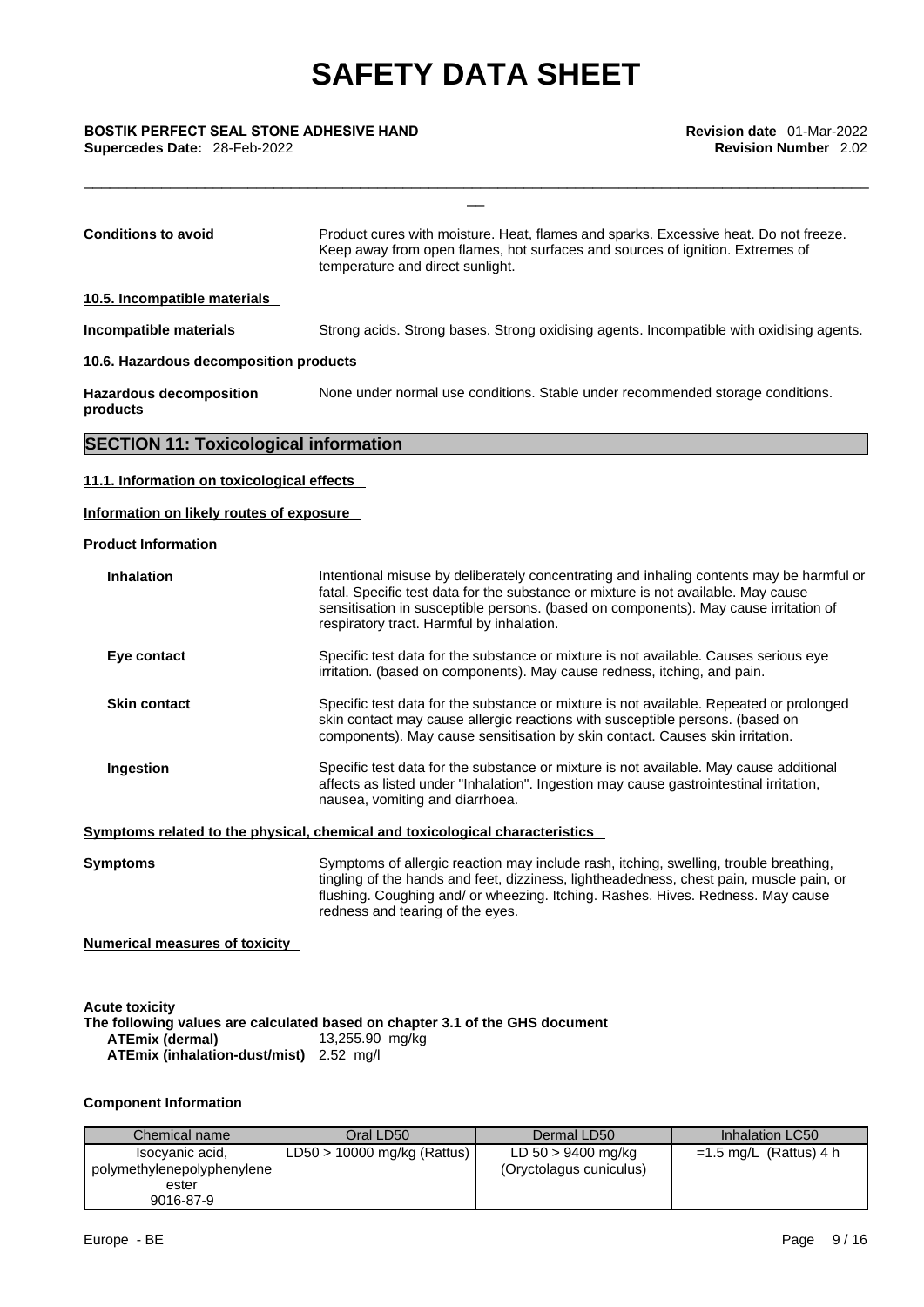**Conditions to avoid** Product cures with moisture. Heat, flames and sparks. Excessive heat. Do not freeze. Keep away from open flames, hot surfaces and sources of ignition. Extremes of temperature and direct sunlight.

### 10.5. Incompatible materials

**Incompatible materials** Strong acids. Strong bases. Strong oxidising agents. Incompatible with oxidising agents.

### 10.6. Hazardous decomposition products

**Hazardous decomposition products** None under normal use conditions. Stable under recommended storage conditions.

## SECTION 11: Toxicological information

### 11.1. Information on toxicological effects

**Information on likely routes of exposure**

**Product Information**

**Inhalation** Intentional misuse by deliberately concentrating and inhaling contents may be harmful or fatal. Specific test data for the substance or mixture is not available. May cause sensitisation in susceptible persons. (based on components). May cause irritation of respiratory tract. Harmful by inhalation.

**Eye contact** Specific test data for the substance or mixture is not available. Causes serious eye irritation. (based on components). May cause redness, itching, and pain.

**Skin contact** Specific test data for the substance or mixture is not available. Repeated or prolonged skin contact may cause allergic reactions with susceptible persons. (based on components). May cause sensitisation by skin contact. Causes skin irritation.

**Ingestion** Specific test data for the substance or mixture is not available. May cause additional affects as listed under "Inhalation". Ingestion may cause gastrointestinal irritation, nausea, vomiting and diarrhoea.

**Symptoms related to the physical, chemical and toxicological characteristics**

**Symptoms** Symptoms of allergic reaction may include rash, itching, swelling, trouble breathing, tingling of the hands and feet, dizziness, lightheadedness, chest pain, muscle pain, or flushing. Coughing and/ or wheezing. Itching. Rashes. Hives. Redness. May cause redness and tearing of the eyes.

**Numerical measures of toxicity**

**Acute toxicity**

**The following values are calculated based on chapter 3.1 of the GHS document**

**ATEmix (dermal)** 13,255.90 mg/kg

**ATEmix (inhalation-dust/mist)** 2.52 mg/l

**Component Information**

| Chemical name | Oral LD50 | Dermal LD50 | Inhalation LC50 |
|---|---|---|---|
| Isocyanic acid, polymethylenepolyphenylene ester 9016-87-9 | LD50 > 10000 mg/kg (Rattus) | LD 50 > 9400 mg/kg (Oryctolagus cuniculus) | =1.5 mg/L (Rattus) 4 h |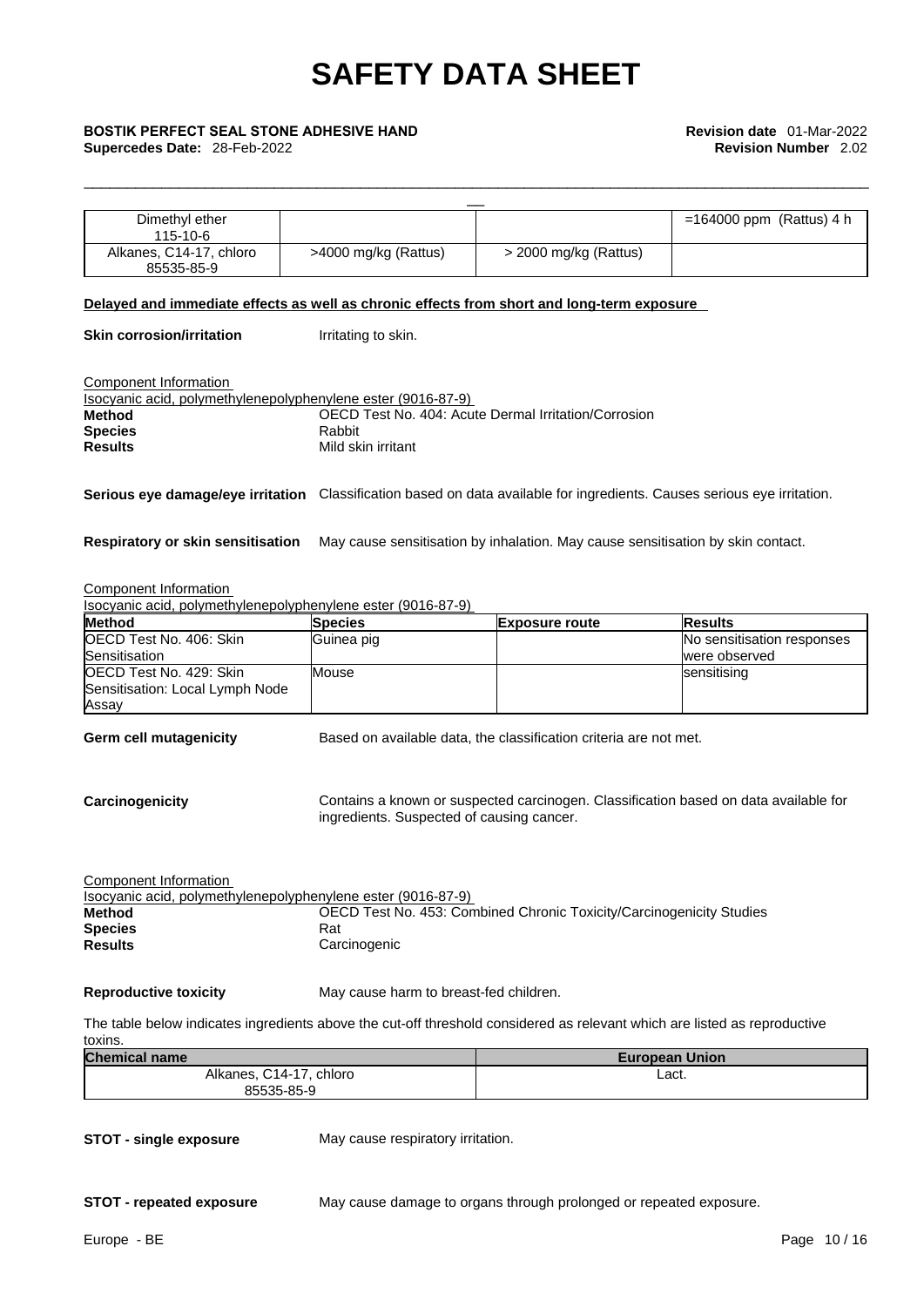| Dimethyl ether<br>115-10-6 | | | =164000 ppm (Rattus) 4 h |
|---|---|---|---|
| Alkanes, C14-17, chloro<br>85535-85-9 | >4000 mg/kg (Rattus) | > 2000 mg/kg (Rattus) | |

**Delayed and immediate effects as well as chronic effects from short and long-term exposure**

**Skin corrosion/irritation** Irritating to skin.

Component Information
Isocyanic acid, polymethylenepolyphenylene ester (9016-87-9)

**Method** OECD Test No. 404: Acute Dermal Irritation/Corrosion
**Species** Rabbit
**Results** Mild skin irritant

**Serious eye damage/eye irritation** Classification based on data available for ingredients. Causes serious eye irritation.

**Respiratory or skin sensitisation** May cause sensitisation by inhalation. May cause sensitisation by skin contact.

Component Information
Isocyanic acid, polymethylenepolyphenylene ester (9016-87-9)

| Method | Species | Exposure route | Results |
|---|---|---|---|
| OECD Test No. 406: Skin Sensitisation | Guinea pig | | No sensitisation responses were observed |
| OECD Test No. 429: Skin Sensitisation: Local Lymph Node Assay | Mouse | | sensitising |

**Germ cell mutagenicity** Based on available data, the classification criteria are not met.

**Carcinogenicity** Contains a known or suspected carcinogen. Classification based on data available for ingredients. Suspected of causing cancer.

Component Information
Isocyanic acid, polymethylenepolyphenylene ester (9016-87-9)

**Method** OECD Test No. 453: Combined Chronic Toxicity/Carcinogenicity Studies
**Species** Rat
**Results** Carcinogenic

**Reproductive toxicity** May cause harm to breast-fed children.

The table below indicates ingredients above the cut-off threshold considered as relevant which are listed as reproductive toxins.

| Chemical name | European Union |
|---|---|
| Alkanes, C14-17, chloro<br>85535-85-9 | Lact. |

**STOT - single exposure** May cause respiratory irritation.

**STOT - repeated exposure** May cause damage to organs through prolonged or repeated exposure.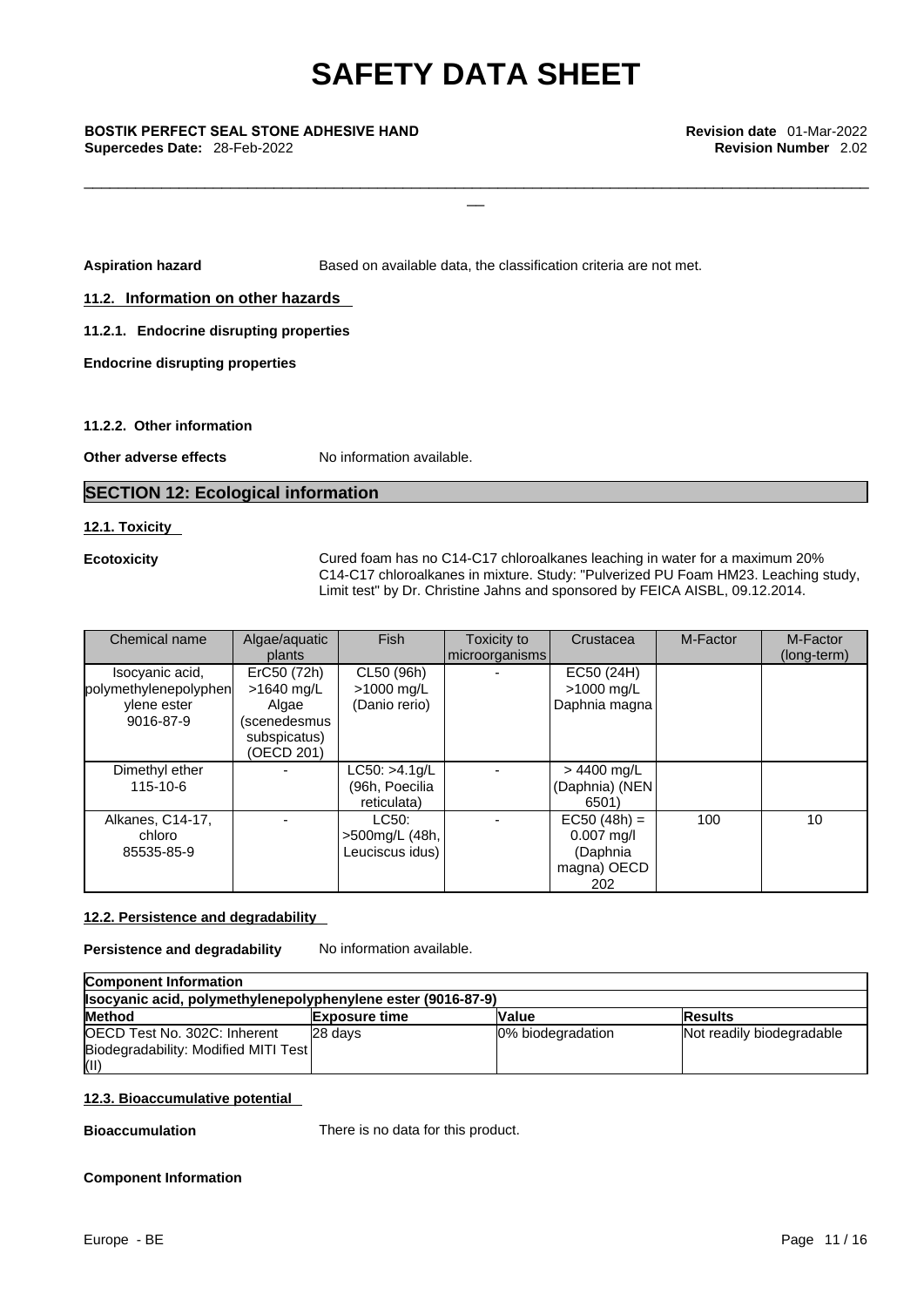**Aspiration hazard** Based on available data, the classification criteria are not met.

### 11.2. Information on other hazards

**11.2.1. Endocrine disrupting properties**

**Endocrine disrupting properties**

**11.2.2. Other information**

**Other adverse effects** No information available.

## SECTION 12: Ecological information

### 12.1. Toxicity

**Ecotoxicity** Cured foam has no C14-C17 chloroalkanes leaching in water for a maximum 20% C14-C17 chloroalkanes in mixture. Study: "Pulverized PU Foam HM23. Leaching study, Limit test" by Dr. Christine Jahns and sponsored by FEICA AISBL, 09.12.2014.

| Chemical name | Algae/aquatic plants | Fish | Toxicity to microorganisms | Crustacea | M-Factor | M-Factor (long-term) |
|---|---|---|---|---|---|---|
| Isocyanic acid, polymethylenepolyphenylene ester 9016-87-9 | ErC50 (72h) >1640 mg/L Algae (scenedesmus subspicatus) (OECD 201) | CL50 (96h) >1000 mg/L (Danio rerio) | - | EC50 (24H) >1000 mg/L Daphnia magna | | |
| Dimethyl ether 115-10-6 | - | LC50: >4.1g/L (96h, Poecilia reticulata) | - | > 4400 mg/L (Daphnia) (NEN 6501) | | |
| Alkanes, C14-17, chloro 85535-85-9 | - | LC50: >500mg/L (48h, Leuciscus idus) | - | EC50 (48h) = 0.007 mg/l (Daphnia magna) OECD 202 | 100 | 10 |

### 12.2. Persistence and degradability

**Persistence and degradability** No information available.

| **Component Information** | | | |
|---|---|---|---|
| **Isocyanic acid, polymethylenepolyphenylene ester (9016-87-9)** | | | |
| **Method** | **Exposure time** | **Value** | **Results** |
| OECD Test No. 302C: Inherent Biodegradability: Modified MITI Test (II) | 28 days | 0% biodegradation | Not readily biodegradable |

### 12.3. Bioaccumulative potential

**Bioaccumulation** There is no data for this product.

**Component Information**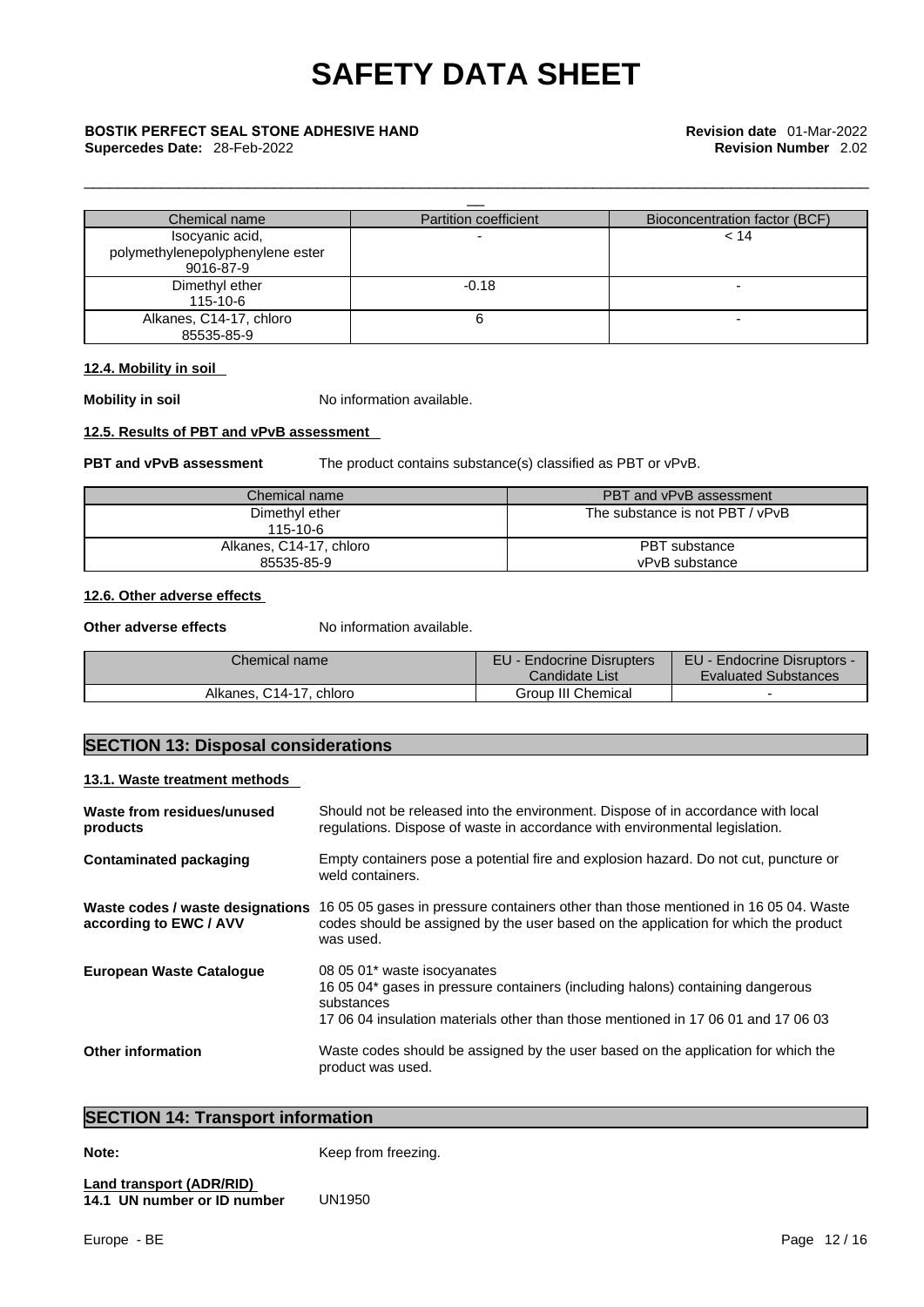| Chemical name | Partition coefficient | Bioconcentration factor (BCF) |
|---|---|---|
| Isocyanic acid, polymethylenepolyphenylene ester 9016-87-9 | - | < 14 |
| Dimethyl ether 115-10-6 | -0.18 | - |
| Alkanes, C14-17, chloro 85535-85-9 | 6 | - |

### 12.4. Mobility in soil

**Mobility in soil** No information available.

### 12.5. Results of PBT and vPvB assessment

**PBT and vPvB assessment** The product contains substance(s) classified as PBT or vPvB.

| Chemical name | PBT and vPvB assessment |
|---|---|
| Dimethyl ether 115-10-6 | The substance is not PBT / vPvB |
| Alkanes, C14-17, chloro 85535-85-9 | PBT substance vPvB substance |

### 12.6. Other adverse effects

**Other adverse effects** No information available.

| Chemical name | EU - Endocrine Disrupters Candidate List | EU - Endocrine Disruptors - Evaluated Substances |
|---|---|---|
| Alkanes, C14-17, chloro | Group III Chemical | - |

## SECTION 13: Disposal considerations

### 13.1. Waste treatment methods

**Waste from residues/unused products** Should not be released into the environment. Dispose of in accordance with local regulations. Dispose of waste in accordance with environmental legislation.

**Contaminated packaging** Empty containers pose a potential fire and explosion hazard. Do not cut, puncture or weld containers.

**Waste codes / waste designations according to EWC / AVV** 16 05 05 gases in pressure containers other than those mentioned in 16 05 04. Waste codes should be assigned by the user based on the application for which the product was used.

**European Waste Catalogue** 08 05 01* waste isocyanates
16 05 04* gases in pressure containers (including halons) containing dangerous substances
17 06 04 insulation materials other than those mentioned in 17 06 01 and 17 06 03

**Other information** Waste codes should be assigned by the user based on the application for which the product was used.

## SECTION 14: Transport information

**Note:** Keep from freezing.

**Land transport (ADR/RID)**
**14.1 UN number or ID number** UN1950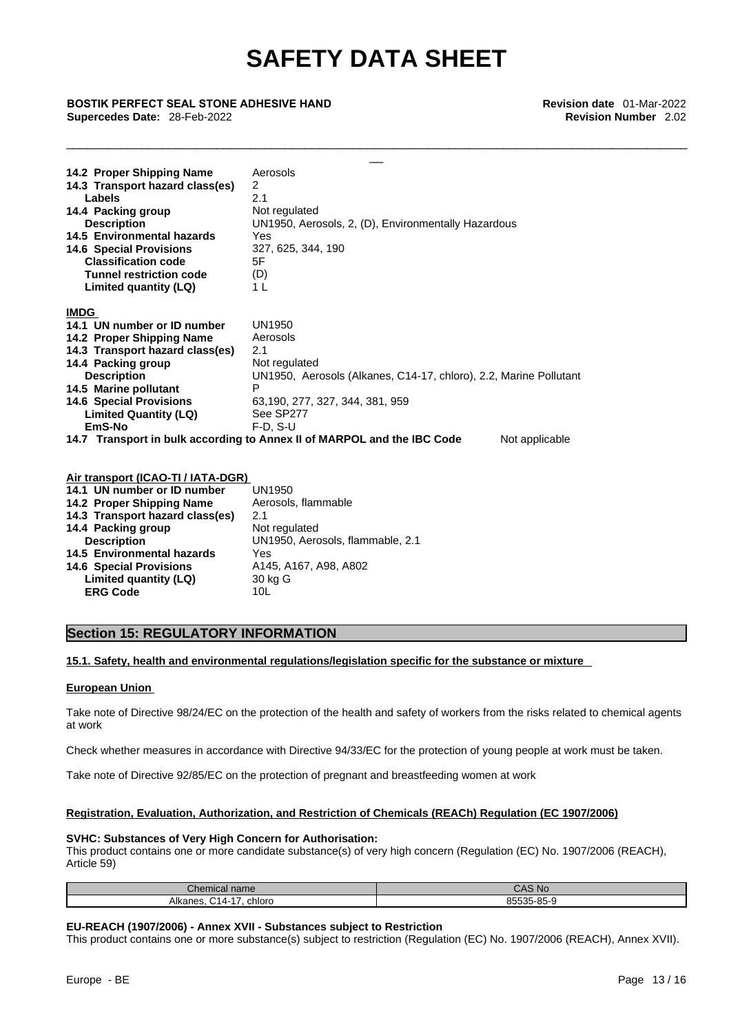| | |
|---|---|
| **14.2 Proper Shipping Name** | Aerosols |
| **14.3 Transport hazard class(es)** | 2 |
| **Labels** | 2.1 |
| **14.4 Packing group** | Not regulated |
| **Description** | UN1950, Aerosols, 2, (D), Environmentally Hazardous |
| **14.5 Environmental hazards** | Yes |
| **14.6 Special Provisions** | 327, 625, 344, 190 |
| **Classification code** | 5F |
| **Tunnel restriction code** | (D) |
| **Limited quantity (LQ)** | 1 L |

**IMDG**

| | |
|---|---|
| **14.1 UN number or ID number** | UN1950 |
| **14.2 Proper Shipping Name** | Aerosols |
| **14.3 Transport hazard class(es)** | 2.1 |
| **14.4 Packing group** | Not regulated |
| **Description** | UN1950, Aerosols (Alkanes, C14-17, chloro), 2.2, Marine Pollutant |
| **14.5 Marine pollutant** | P |
| **14.6 Special Provisions** | 63,190, 277, 327, 344, 381, 959 |
| **Limited Quantity (LQ)** | See SP277 |
| **EmS-No** | F-D, S-U |

**14.7 Transport in bulk according to Annex II of MARPOL and the IBC Code** Not applicable

**Air transport (ICAO-TI / IATA-DGR)**

| | |
|---|---|
| **14.1 UN number or ID number** | UN1950 |
| **14.2 Proper Shipping Name** | Aerosols, flammable |
| **14.3 Transport hazard class(es)** | 2.1 |
| **14.4 Packing group** | Not regulated |
| **Description** | UN1950, Aerosols, flammable, 2.1 |
| **14.5 Environmental hazards** | Yes |
| **14.6 Special Provisions** | A145, A167, A98, A802 |
| **Limited quantity (LQ)** | 30 kg G |
| **ERG Code** | 10L |

## Section 15: REGULATORY INFORMATION

**15.1. Safety, health and environmental regulations/legislation specific for the substance or mixture**

**European Union**

Take note of Directive 98/24/EC on the protection of the health and safety of workers from the risks related to chemical agents at work

Check whether measures in accordance with Directive 94/33/EC for the protection of young people at work must be taken.

Take note of Directive 92/85/EC on the protection of pregnant and breastfeeding women at work

**Registration, Evaluation, Authorization, and Restriction of Chemicals (REACh) Regulation (EC 1907/2006)**

**SVHC: Substances of Very High Concern for Authorisation:**
This product contains one or more candidate substance(s) of very high concern (Regulation (EC) No. 1907/2006 (REACH), Article 59)

| Chemical name | CAS No |
|---|---|
| Alkanes, C14-17, chloro | 85535-85-9 |

**EU-REACH (1907/2006) - Annex XVII - Substances subject to Restriction**
This product contains one or more substance(s) subject to restriction (Regulation (EC) No. 1907/2006 (REACH), Annex XVII).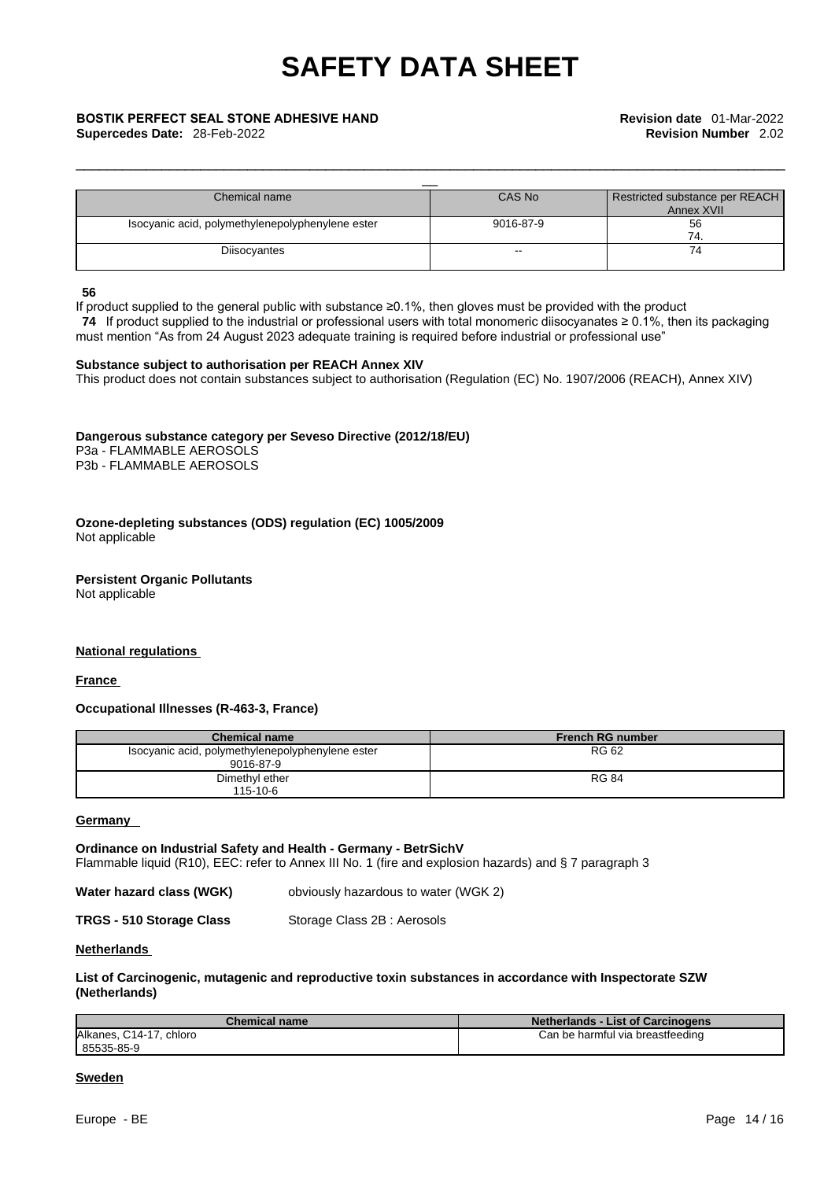| Chemical name | CAS No | Restricted substance per REACH Annex XVII |
|---|---|---|
| Isocyanic acid, polymethylenepolyphenylene ester | 9016-87-9 | 56<br>74. |
| Diisocyantes | -- | 74 |

**56**
If product supplied to the general public with substance ≥0.1%, then gloves must be provided with the product
**74** If product supplied to the industrial or professional users with total monomeric diisocyanates ≥ 0.1%, then its packaging must mention "As from 24 August 2023 adequate training is required before industrial or professional use"

**Substance subject to authorisation per REACH Annex XIV**
This product does not contain substances subject to authorisation (Regulation (EC) No. 1907/2006 (REACH), Annex XIV)

**Dangerous substance category per Seveso Directive (2012/18/EU)**
P3a - FLAMMABLE AEROSOLS
P3b - FLAMMABLE AEROSOLS

**Ozone-depleting substances (ODS) regulation (EC) 1005/2009**
Not applicable

**Persistent Organic Pollutants**
Not applicable

**National regulations**

**France**

**Occupational Illnesses (R-463-3, France)**

| Chemical name | French RG number |
|---|---|
| Isocyanic acid, polymethylenepolyphenylene ester<br>9016-87-9 | RG 62 |
| Dimethyl ether<br>115-10-6 | RG 84 |

**Germany**

**Ordinance on Industrial Safety and Health - Germany - BetrSichV**
Flammable liquid (R10), EEC: refer to Annex III No. 1 (fire and explosion hazards) and § 7 paragraph 3

**Water hazard class (WGK)** obviously hazardous to water (WGK 2)

**TRGS - 510 Storage Class** Storage Class 2B : Aerosols

**Netherlands**

**List of Carcinogenic, mutagenic and reproductive toxin substances in accordance with Inspectorate SZW (Netherlands)**

| Chemical name | Netherlands - List of Carcinogens |
|---|---|
| Alkanes, C14-17, chloro<br>85535-85-9 | Can be harmful via breastfeeding |

**Sweden**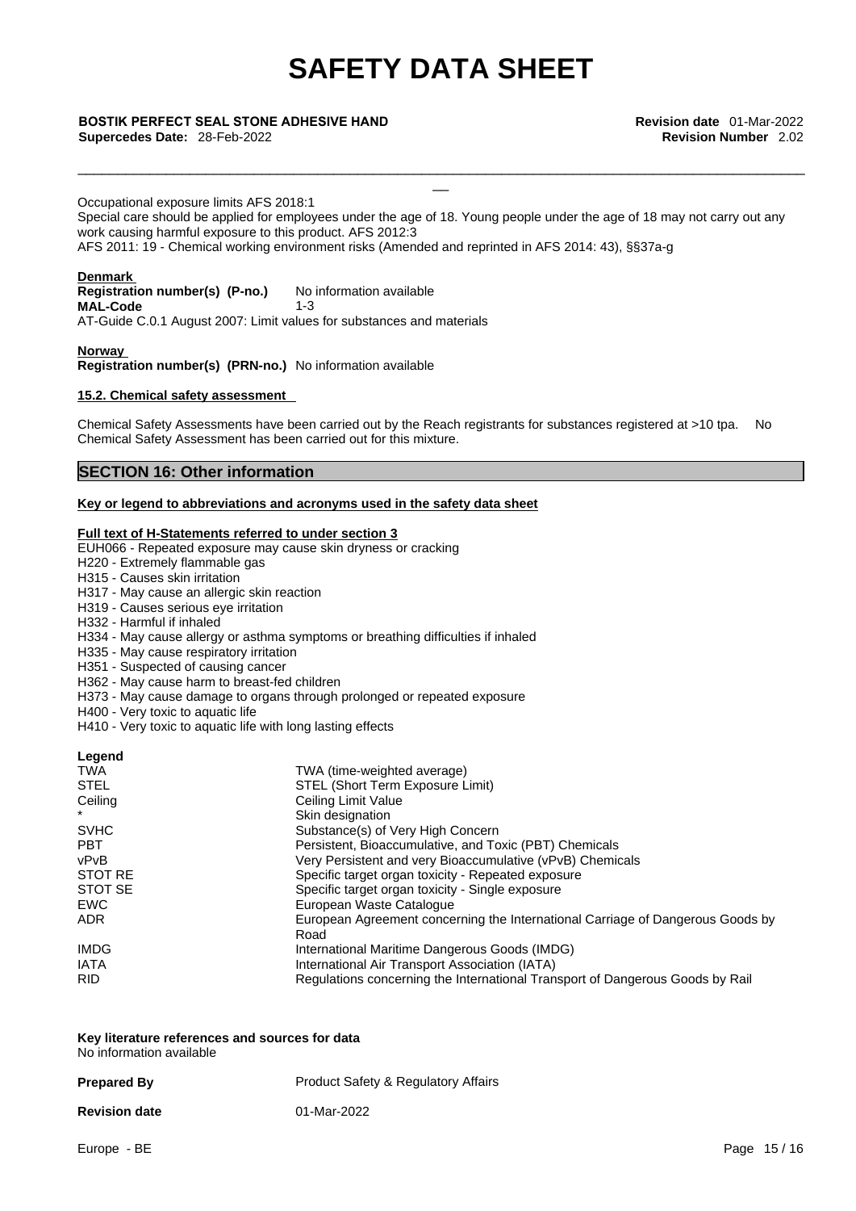Occupational exposure limits AFS 2018:1
Special care should be applied for employees under the age of 18. Young people under the age of 18 may not carry out any work causing harmful exposure to this product. AFS 2012:3
AFS 2011: 19 - Chemical working environment risks (Amended and reprinted in AFS 2014: 43), §§37a-g

**Denmark**

**Registration number(s) (P-no.)** No information available
**MAL-Code** 1-3
AT-Guide C.0.1 August 2007: Limit values for substances and materials

**Norway**

**Registration number(s) (PRN-no.)** No information available

**15.2. Chemical safety assessment**

Chemical Safety Assessments have been carried out by the Reach registrants for substances registered at >10 tpa. No Chemical Safety Assessment has been carried out for this mixture.

## SECTION 16: Other information

**Key or legend to abbreviations and acronyms used in the safety data sheet**

**Full text of H-Statements referred to under section 3**

EUH066 - Repeated exposure may cause skin dryness or cracking
H220 - Extremely flammable gas
H315 - Causes skin irritation
H317 - May cause an allergic skin reaction
H319 - Causes serious eye irritation
H332 - Harmful if inhaled
H334 - May cause allergy or asthma symptoms or breathing difficulties if inhaled
H335 - May cause respiratory irritation
H351 - Suspected of causing cancer
H362 - May cause harm to breast-fed children
H373 - May cause damage to organs through prolonged or repeated exposure
H400 - Very toxic to aquatic life
H410 - Very toxic to aquatic life with long lasting effects

**Legend**

| | |
|---|---|
| TWA | TWA (time-weighted average) |
| STEL | STEL (Short Term Exposure Limit) |
| Ceiling | Ceiling Limit Value |
| * | Skin designation |
| SVHC | Substance(s) of Very High Concern |
| PBT | Persistent, Bioaccumulative, and Toxic (PBT) Chemicals |
| vPvB | Very Persistent and very Bioaccumulative (vPvB) Chemicals |
| STOT RE | Specific target organ toxicity - Repeated exposure |
| STOT SE | Specific target organ toxicity - Single exposure |
| EWC | European Waste Catalogue |
| ADR | European Agreement concerning the International Carriage of Dangerous Goods by Road |
| IMDG | International Maritime Dangerous Goods (IMDG) |
| IATA | International Air Transport Association (IATA) |
| RID | Regulations concerning the International Transport of Dangerous Goods by Rail |

**Key literature references and sources for data**
No information available

**Prepared By** Product Safety & Regulatory Affairs

**Revision date** 01-Mar-2022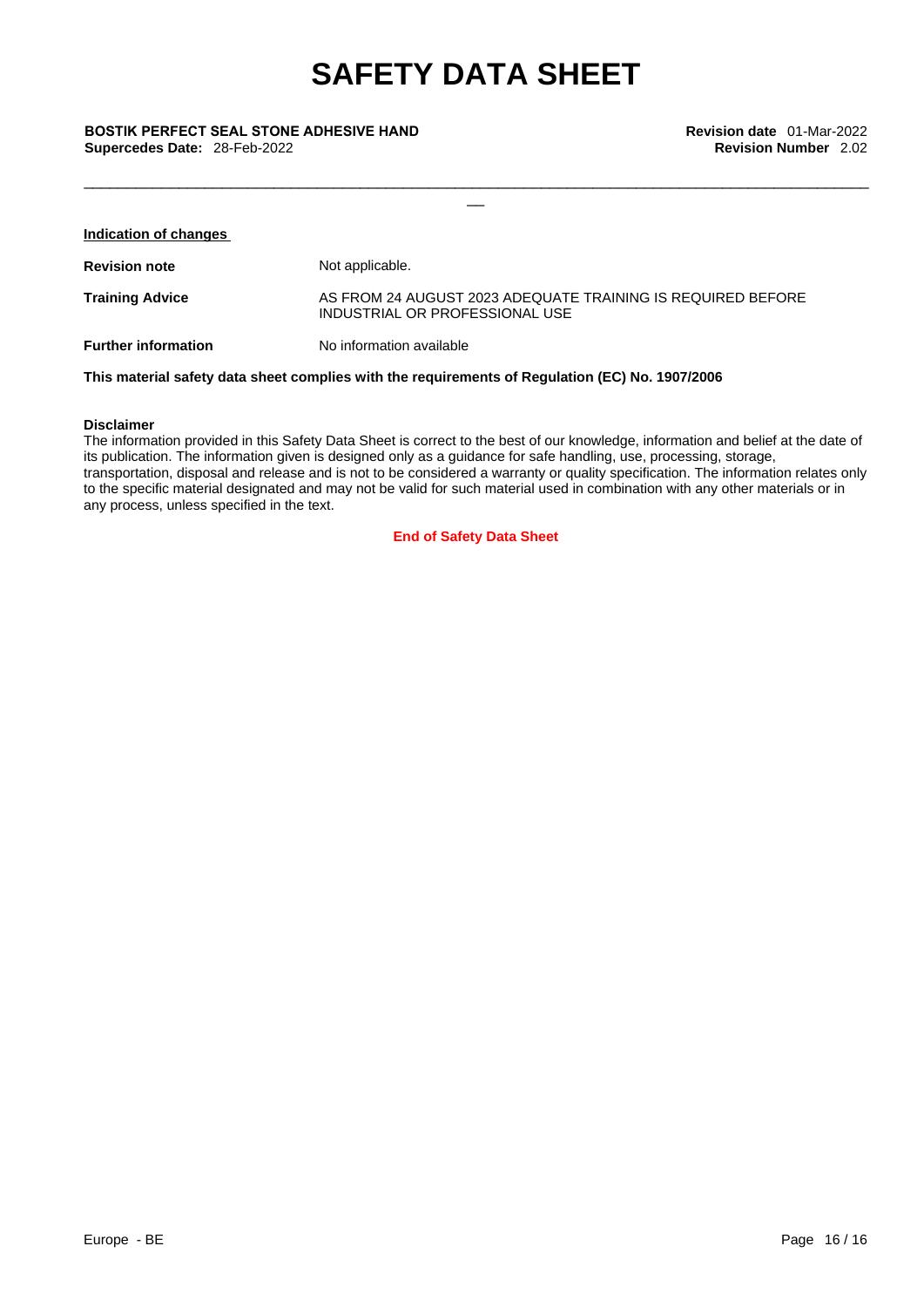**Indication of changes**

**Revision note** Not applicable.

**Training Advice** AS FROM 24 AUGUST 2023 ADEQUATE TRAINING IS REQUIRED BEFORE INDUSTRIAL OR PROFESSIONAL USE

**Further information** No information available

**This material safety data sheet complies with the requirements of Regulation (EC) No. 1907/2006**

**Disclaimer**
The information provided in this Safety Data Sheet is correct to the best of our knowledge, information and belief at the date of its publication. The information given is designed only as a guidance for safe handling, use, processing, storage, transportation, disposal and release and is not to be considered a warranty or quality specification. The information relates only to the specific material designated and may not be valid for such material used in combination with any other materials or in any process, unless specified in the text.

**End of Safety Data Sheet**